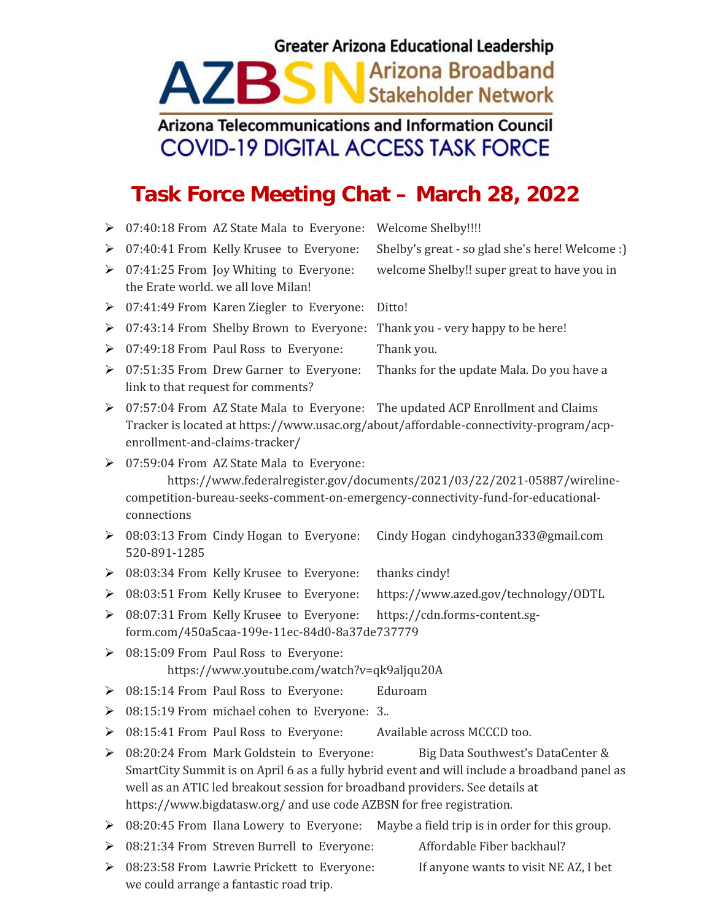Greater Arizona Educational Leadership

**AZBSN** Arizona Broadband Stakeholder Network

Arizona Telecommunications and Information Council

COVID-19 DIGITAL ACCESS TASK FORCE

# Task Force Meeting Chat – March 28, 2022

- 07:40:18 From AZ State Mala to Everyone: Welcome Shelby!!!!
- 07:40:41 From Kelly Krusee to Everyone: Shelby's great - so glad she's here! Welcome :)
- 07:41:25 From Joy Whiting to Everyone: welcome Shelby!! super great to have you in the Erate world. we all love Milan!
- 07:41:49 From Karen Ziegler to Everyone: Ditto!
- 07:43:14 From Shelby Brown to Everyone: Thank you - very happy to be here!
- 07:49:18 From Paul Ross to Everyone: Thank you.
- 07:51:35 From Drew Garner to Everyone: Thanks for the update Mala. Do you have a link to that request for comments?
- 07:57:04 From AZ State Mala to Everyone: The updated ACP Enrollment and Claims Tracker is located at https://www.usac.org/about/affordable-connectivity-program/acp-enrollment-and-claims-tracker/
- 07:59:04 From AZ State Mala to Everyone: https://www.federalregister.gov/documents/2021/03/22/2021-05887/wireline-competition-bureau-seeks-comment-on-emergency-connectivity-fund-for-educational-connections
- 08:03:13 From Cindy Hogan to Everyone: Cindy Hogan cindyhogan333@gmail.com 520-891-1285
- 08:03:34 From Kelly Krusee to Everyone: thanks cindy!
- 08:03:51 From Kelly Krusee to Everyone: https://www.azed.gov/technology/ODTL
- 08:07:31 From Kelly Krusee to Everyone: https://cdn.forms-content.sg-form.com/450a5caa-199e-11ec-84d0-8a37de737779
- 08:15:09 From Paul Ross to Everyone: https://www.youtube.com/watch?v=qk9aljqu20A
- 08:15:14 From Paul Ross to Everyone: Eduroam
- 08:15:19 From michael cohen to Everyone: 3..
- 08:15:41 From Paul Ross to Everyone: Available across MCCCD too.
- 08:20:24 From Mark Goldstein to Everyone: Big Data Southwest's DataCenter & SmartCity Summit is on April 6 as a fully hybrid event and will include a broadband panel as well as an ATIC led breakout session for broadband providers. See details at https://www.bigdatasw.org/ and use code AZBSN for free registration.
- 08:20:45 From Ilana Lowery to Everyone: Maybe a field trip is in order for this group.
- 08:21:34 From Steven Burrell to Everyone: Affordable Fiber backhaul?
- 08:23:58 From Lawrie Prickett to Everyone: If anyone wants to visit NE AZ, I bet we could arrange a fantastic road trip.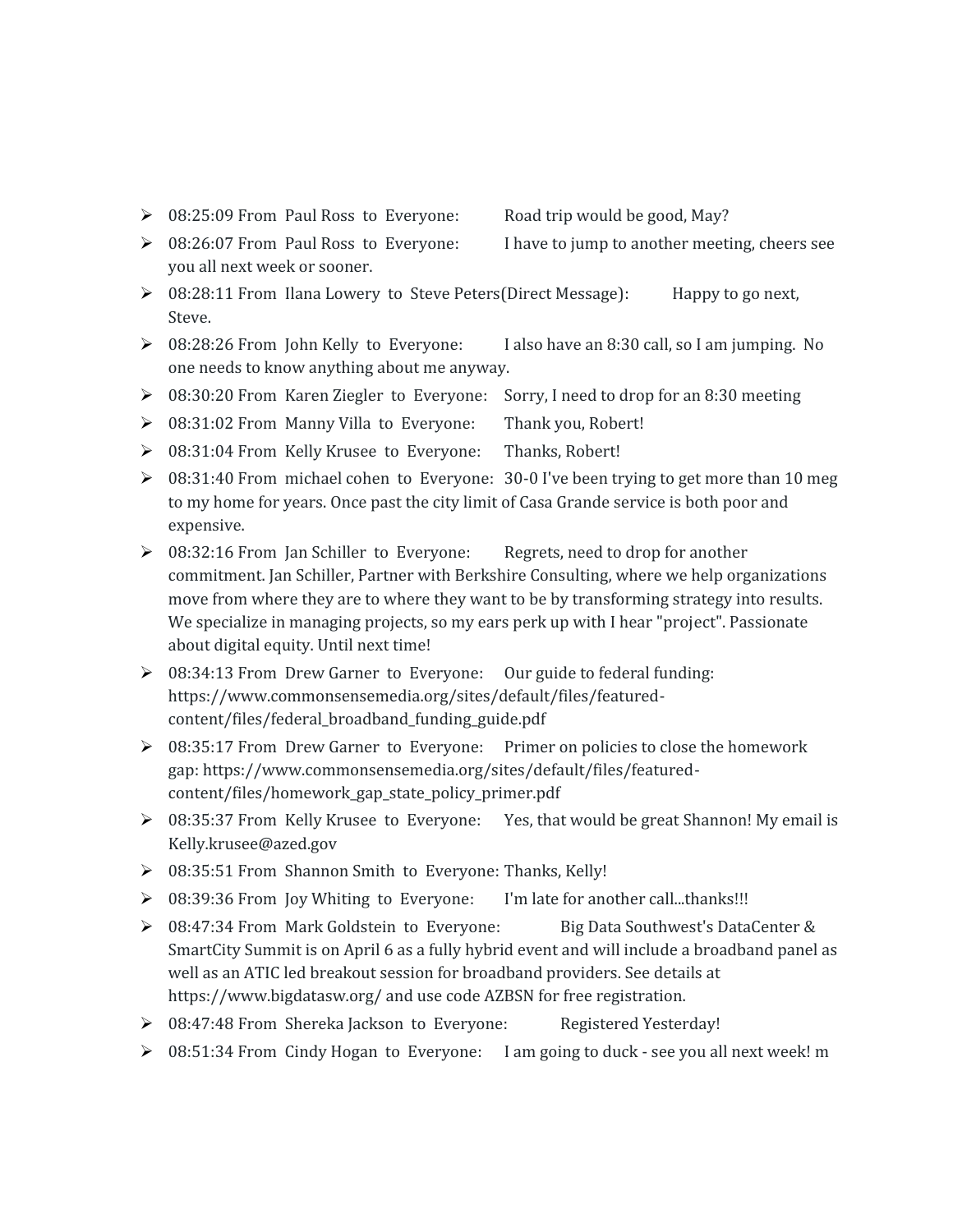- 08:25:09 From Paul Ross to Everyone: Road trip would be good, May?
- 08:26:07 From Paul Ross to Everyone: I have to jump to another meeting, cheers see you all next week or sooner.
- 08:28:11 From Ilana Lowery to Steve Peters(Direct Message): Happy to go next, Steve.
- 08:28:26 From John Kelly to Everyone: I also have an 8:30 call, so I am jumping. No one needs to know anything about me anyway.
- 08:30:20 From Karen Ziegler to Everyone: Sorry, I need to drop for an 8:30 meeting
- 08:31:02 From Manny Villa to Everyone: Thank you, Robert!
- 08:31:04 From Kelly Krusee to Everyone: Thanks, Robert!
- 08:31:40 From michael cohen to Everyone: 30-0 I've been trying to get more than 10 meg to my home for years. Once past the city limit of Casa Grande service is both poor and expensive.
- 08:32:16 From Jan Schiller to Everyone: Regrets, need to drop for another commitment. Jan Schiller, Partner with Berkshire Consulting, where we help organizations move from where they are to where they want to be by transforming strategy into results. We specialize in managing projects, so my ears perk up with I hear "project". Passionate about digital equity. Until next time!
- 08:34:13 From Drew Garner to Everyone: Our guide to federal funding: https://www.commonsensemedia.org/sites/default/files/featured-content/files/federal_broadband_funding_guide.pdf
- 08:35:17 From Drew Garner to Everyone: Primer on policies to close the homework gap: https://www.commonsensemedia.org/sites/default/files/featured-content/files/homework_gap_state_policy_primer.pdf
- 08:35:37 From Kelly Krusee to Everyone: Yes, that would be great Shannon! My email is Kelly.krusee@azed.gov
- 08:35:51 From Shannon Smith to Everyone: Thanks, Kelly!
- 08:39:36 From Joy Whiting to Everyone: I'm late for another call...thanks!!!
- 08:47:34 From Mark Goldstein to Everyone: Big Data Southwest's DataCenter & SmartCity Summit is on April 6 as a fully hybrid event and will include a broadband panel as well as an ATIC led breakout session for broadband providers. See details at https://www.bigdatasw.org/ and use code AZBSN for free registration.
- 08:47:48 From Shereka Jackson to Everyone: Registered Yesterday!
- 08:51:34 From Cindy Hogan to Everyone: I am going to duck - see you all next week! m